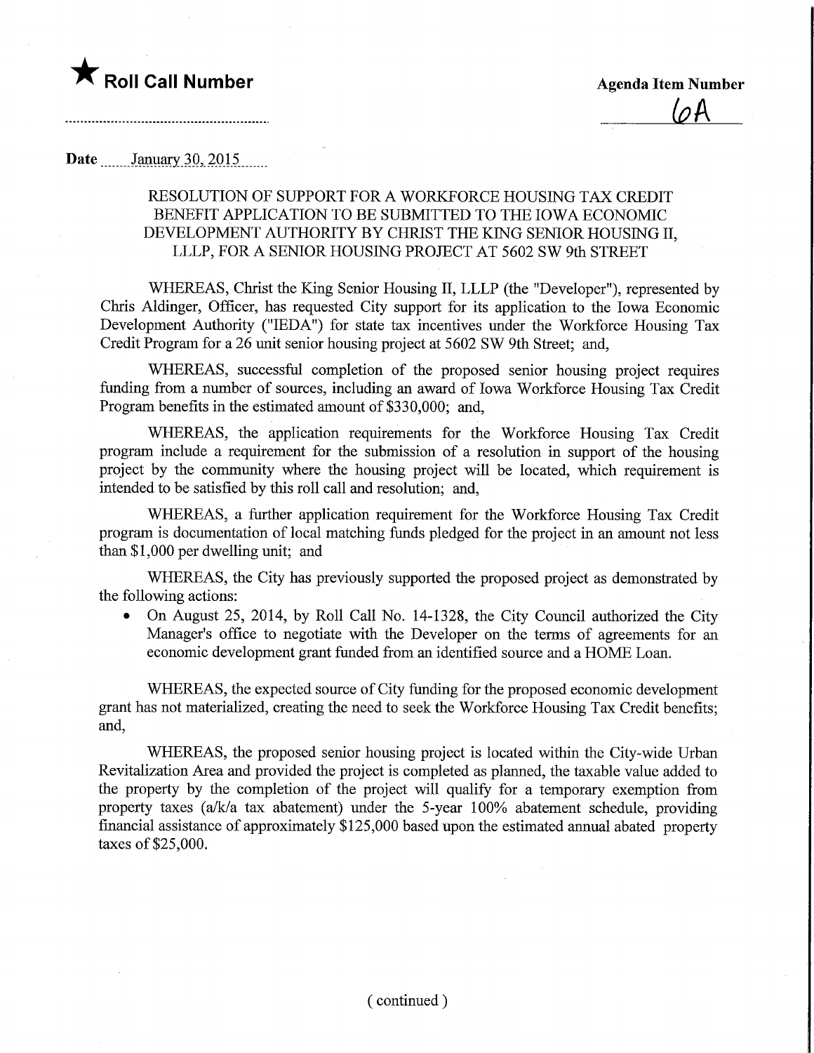★ **Roll Call Number**

**Agenda Item Number**

6A

**Date** January 30, 2015

RESOLUTION OF SUPPORT FOR A WORKFORCE HOUSING TAX CREDIT BENEFIT APPLICATION TO BE SUBMITTED TO THE IOWA ECONOMIC DEVELOPMENT AUTHORITY BY CHRIST THE KING SENIOR HOUSING II, LLLP, FOR A SENIOR HOUSING PROJECT AT 5602 SW 9th STREET

WHEREAS, Christ the King Senior Housing II, LLLP (the "Developer"), represented by Chris Aldinger, Officer, has requested City support for its application to the Iowa Economic Development Authority ("IEDA") for state tax incentives under the Workforce Housing Tax Credit Program for a 26 unit senior housing project at 5602 SW 9th Street; and,

WHEREAS, successful completion of the proposed senior housing project requires funding from a number of sources, including an award of Iowa Workforce Housing Tax Credit Program benefits in the estimated amount of $330,000; and,

WHEREAS, the application requirements for the Workforce Housing Tax Credit program include a requirement for the submission of a resolution in support of the housing project by the community where the housing project will be located, which requirement is intended to be satisfied by this roll call and resolution; and,

WHEREAS, a further application requirement for the Workforce Housing Tax Credit program is documentation of local matching funds pledged for the project in an amount not less than $1,000 per dwelling unit; and

WHEREAS, the City has previously supported the proposed project as demonstrated by the following actions:

- On August 25, 2014, by Roll Call No. 14-1328, the City Council authorized the City Manager's office to negotiate with the Developer on the terms of agreements for an economic development grant funded from an identified source and a HOME Loan.

WHEREAS, the expected source of City funding for the proposed economic development grant has not materialized, creating the need to seek the Workforce Housing Tax Credit benefits; and,

WHEREAS, the proposed senior housing project is located within the City-wide Urban Revitalization Area and provided the project is completed as planned, the taxable value added to the property by the completion of the project will qualify for a temporary exemption from property taxes (a/k/a tax abatement) under the 5-year 100% abatement schedule, providing financial assistance of approximately $125,000 based upon the estimated annual abated property taxes of $25,000.

( continued )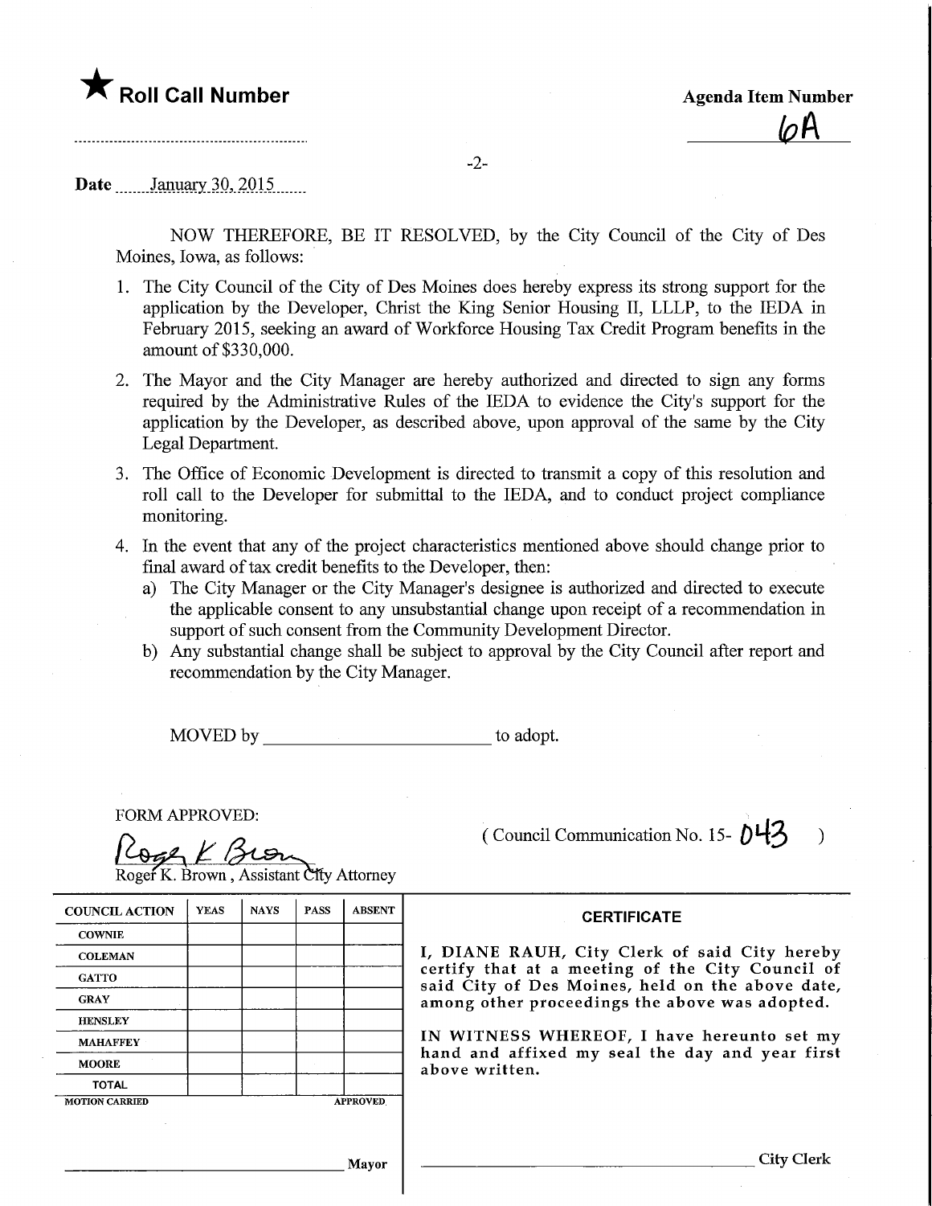★ **Roll Call Number**

**Agenda Item Number**

6A

Date January 30, 2015

NOW THEREFORE, BE IT RESOLVED, by the City Council of the City of Des Moines, Iowa, as follows:

1. The City Council of the City of Des Moines does hereby express its strong support for the application by the Developer, Christ the King Senior Housing II, LLLP, to the IEDA in February 2015, seeking an award of Workforce Housing Tax Credit Program benefits in the amount of $330,000.
2. The Mayor and the City Manager are hereby authorized and directed to sign any forms required by the Administrative Rules of the IEDA to evidence the City's support for the application by the Developer, as described above, upon approval of the same by the City Legal Department.
3. The Office of Economic Development is directed to transmit a copy of this resolution and roll call to the Developer for submittal to the IEDA, and to conduct project compliance monitoring.
4. In the event that any of the project characteristics mentioned above should change prior to final award of tax credit benefits to the Developer, then:
   a) The City Manager or the City Manager's designee is authorized and directed to execute the applicable consent to any unsubstantial change upon receipt of a recommendation in support of such consent from the Community Development Director.
   b) Any substantial change shall be subject to approval by the City Council after report and recommendation by the City Manager.

MOVED by ________________________ to adopt.

FORM APPROVED:

Roger K. Brown

Roger K. Brown, Assistant City Attorney

( Council Communication No. 15- 043 )

| COUNCIL ACTION | YEAS | NAYS | PASS | ABSENT |
|---|---|---|---|---|
| COWNIE | | | | |
| COLEMAN | | | | |
| GATTO | | | | |
| GRAY | | | | |
| HENSLEY | | | | |
| MAHAFFEY | | | | |
| MOORE | | | | |
| TOTAL | | | | |

MOTION CARRIED APPROVED

________________________ Mayor

**CERTIFICATE**

I, DIANE RAUH, City Clerk of said City hereby certify that at a meeting of the City Council of said City of Des Moines, held on the above date, among other proceedings the above was adopted.

IN WITNESS WHEREOF, I have hereunto set my hand and affixed my seal the day and year first above written.

________________________ City Clerk